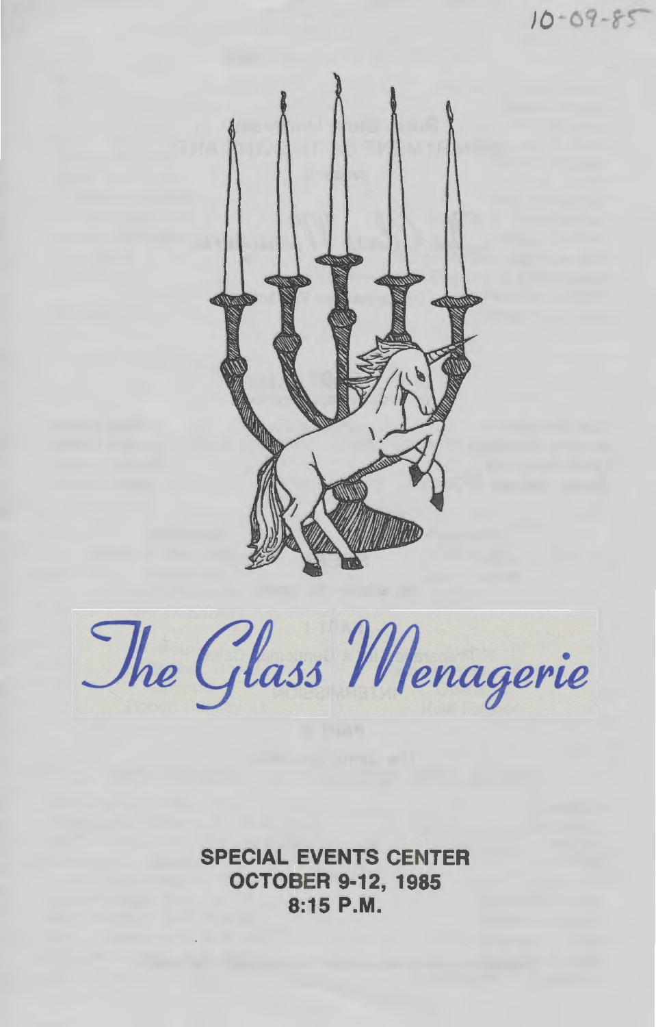10-09-85

# The Glass Menagerie

**SPECIAL EVENTS CENTER**
**OCTOBER 9-12, 1985**
**8:15 P.M.**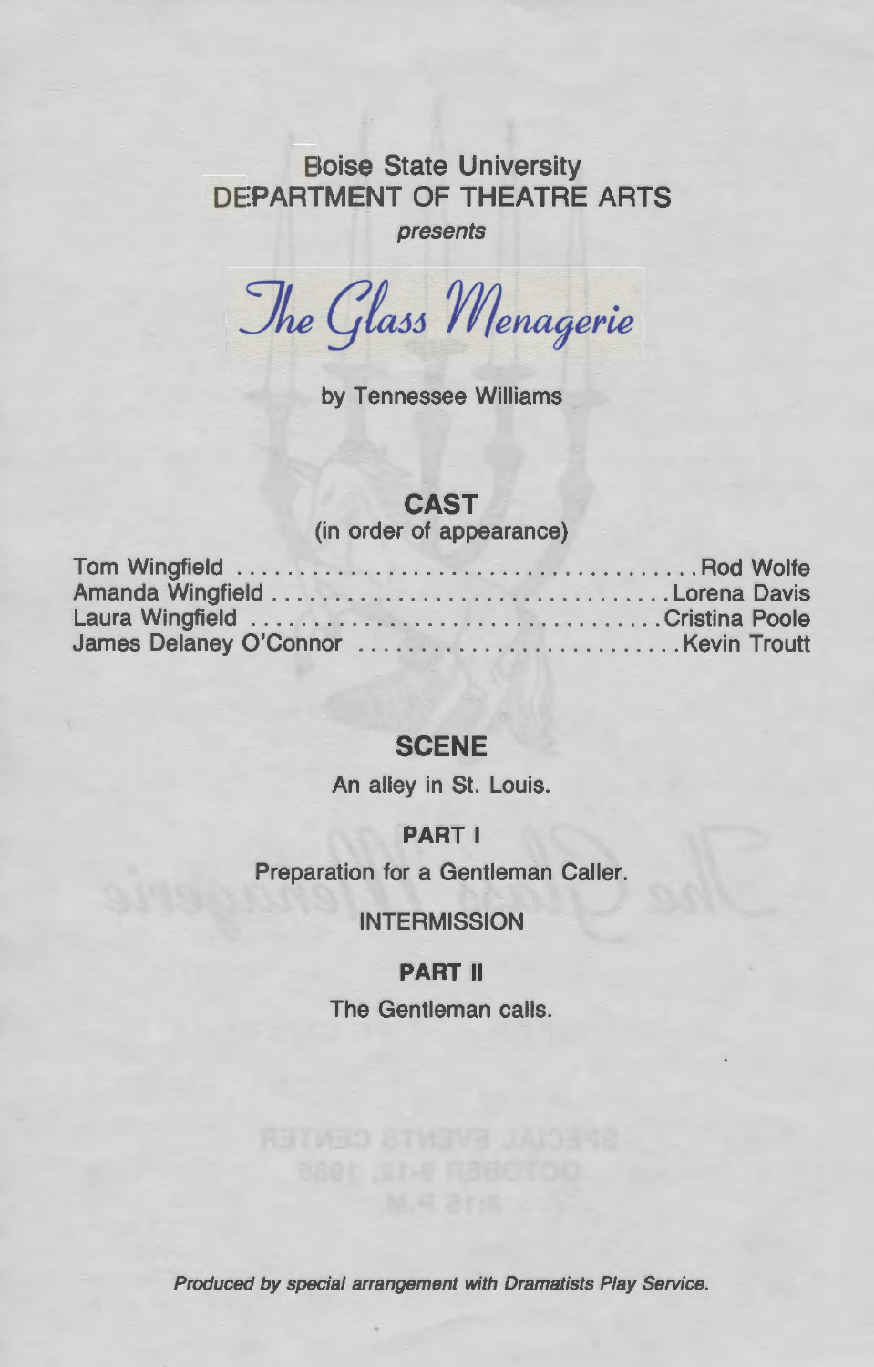Boise State University
DEPARTMENT OF THEATRE ARTS

*presents*

# The Glass Menagerie

by Tennessee Williams

## CAST
(in order of appearance)

Tom Wingfield .................................... Rod Wolfe
Amanda Wingfield .................................. Lorena Davis
Laura Wingfield ................................... Cristina Poole
James Delaney O'Connor ........................... Kevin Troutt

## SCENE

An alley in St. Louis.

**PART I**

Preparation for a Gentleman Caller.

INTERMISSION

**PART II**

The Gentleman calls.

*Produced by special arrangement with Dramatists Play Service.*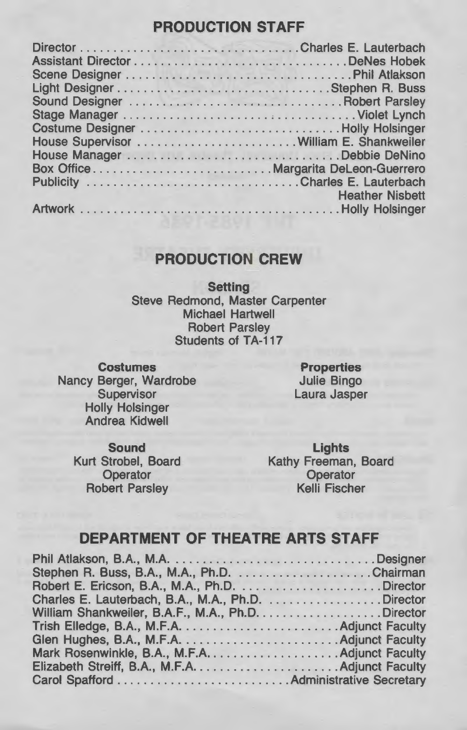## PRODUCTION STAFF

| Role | Name |
|---|---|
| Director | Charles E. Lauterbach |
| Assistant Director | DeNes Hobek |
| Scene Designer | Phil Atlakson |
| Light Designer | Stephen R. Buss |
| Sound Designer | Robert Parsley |
| Stage Manager | Violet Lynch |
| Costume Designer | Holly Holsinger |
| House Supervisor | William E. Shankweiler |
| House Manager | Debbie DeNino |
| Box Office | Margarita DeLeon-Guerrero |
| Publicity | Charles E. Lauterbach<br>Heather Nisbett |
| Artwork | Holly Holsinger |

## PRODUCTION CREW

**Setting**
Steve Redmond, Master Carpenter
Michael Hartwell
Robert Parsley
Students of TA-117

**Costumes**
Nancy Berger, Wardrobe Supervisor
Holly Holsinger
Andrea Kidwell

**Properties**
Julie Bingo
Laura Jasper

**Sound**
Kurt Strobel, Board Operator
Robert Parsley

**Lights**
Kathy Freeman, Board Operator
Kelli Fischer

## DEPARTMENT OF THEATRE ARTS STAFF

| Name | Position |
|---|---|
| Phil Atlakson, B.A., M.A. | Designer |
| Stephen R. Buss, B.A., M.A., Ph.D. | Chairman |
| Robert E. Ericson, B.A., M.A., Ph.D. | Director |
| Charles E. Lauterbach, B.A., M.A., Ph.D. | Director |
| William Shankweiler, B.A.F., M.A., Ph.D. | Director |
| Trish Elledge, B.A., M.F.A. | Adjunct Faculty |
| Glen Hughes, B.A., M.F.A. | Adjunct Faculty |
| Mark Rosenwinkle, B.A., M.F.A. | Adjunct Faculty |
| Elizabeth Streiff, B.A., M.F.A. | Adjunct Faculty |
| Carol Spafford | Administrative Secretary |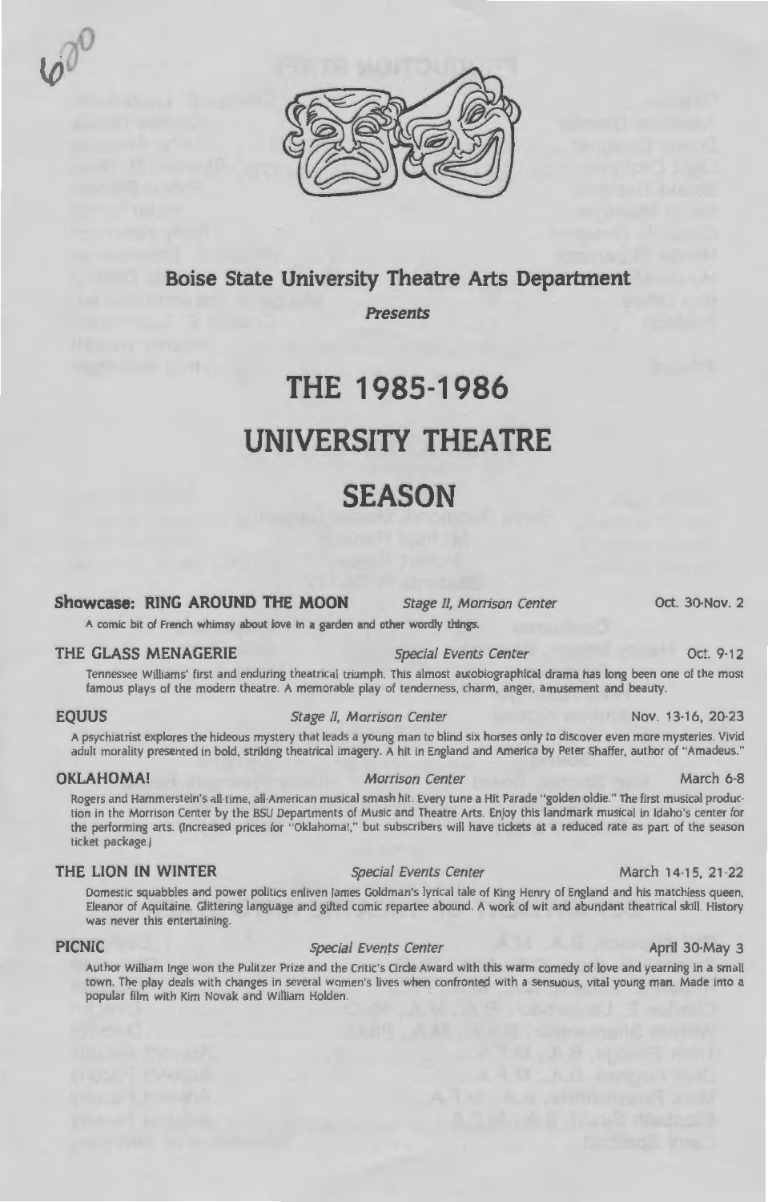600

## Boise State University Theatre Arts Department

*Presents*

# THE 1985-1986 UNIVERSITY THEATRE SEASON

**Showcase: RING AROUND THE MOON** — *Stage II, Morrison Center* — Oct. 30-Nov. 2

A comic bit of French whimsy about love in a garden and other wordly things.

**THE GLASS MENAGERIE** — *Special Events Center* — Oct. 9-12

Tennessee Williams' first and enduring theatrical triumph. This almost autobiographical drama has long been one of the most famous plays of the modern theatre. A memorable play of tenderness, charm, anger, amusement and beauty.

**EQUUS** — *Stage II, Morrison Center* — Nov. 13-16, 20-23

A psychiatrist explores the hideous mystery that leads a young man to blind six horses only to discover even more mysteries. Vivid adult morality presented in bold, striking theatrical imagery. A hit in England and America by Peter Shaffer, author of "Amadeus."

**OKLAHOMA!** — *Morrison Center* — March 6-8

Rogers and Hammerstein's all-time, all-American musical smash hit. Every tune a Hit Parade "golden oldie." The first musical production in the Morrison Center by the BSU Departments of Music and Theatre Arts. Enjoy this landmark musical in Idaho's center for the performing arts. (Increased prices for "Oklahoma!," but subscribers will have tickets at a reduced rate as part of the season ticket package.)

**THE LION IN WINTER** — *Special Events Center* — March 14-15, 21-22

Domestic squabbles and power politics enliven James Goldman's lyrical tale of King Henry of England and his matchless queen, Eleanor of Aquitaine. Glittering language and gifted comic repartee abound. A work of wit and abundant theatrical skill. History was never this entertaining.

**PICNIC** — *Special Events Center* — April 30-May 3

Author William Inge won the Pulitzer Prize and the Critic's Circle Award with this warm comedy of love and yearning in a small town. The play deals with changes in several women's lives when confronted with a sensuous, vital young man. Made into a popular film with Kim Novak and William Holden.